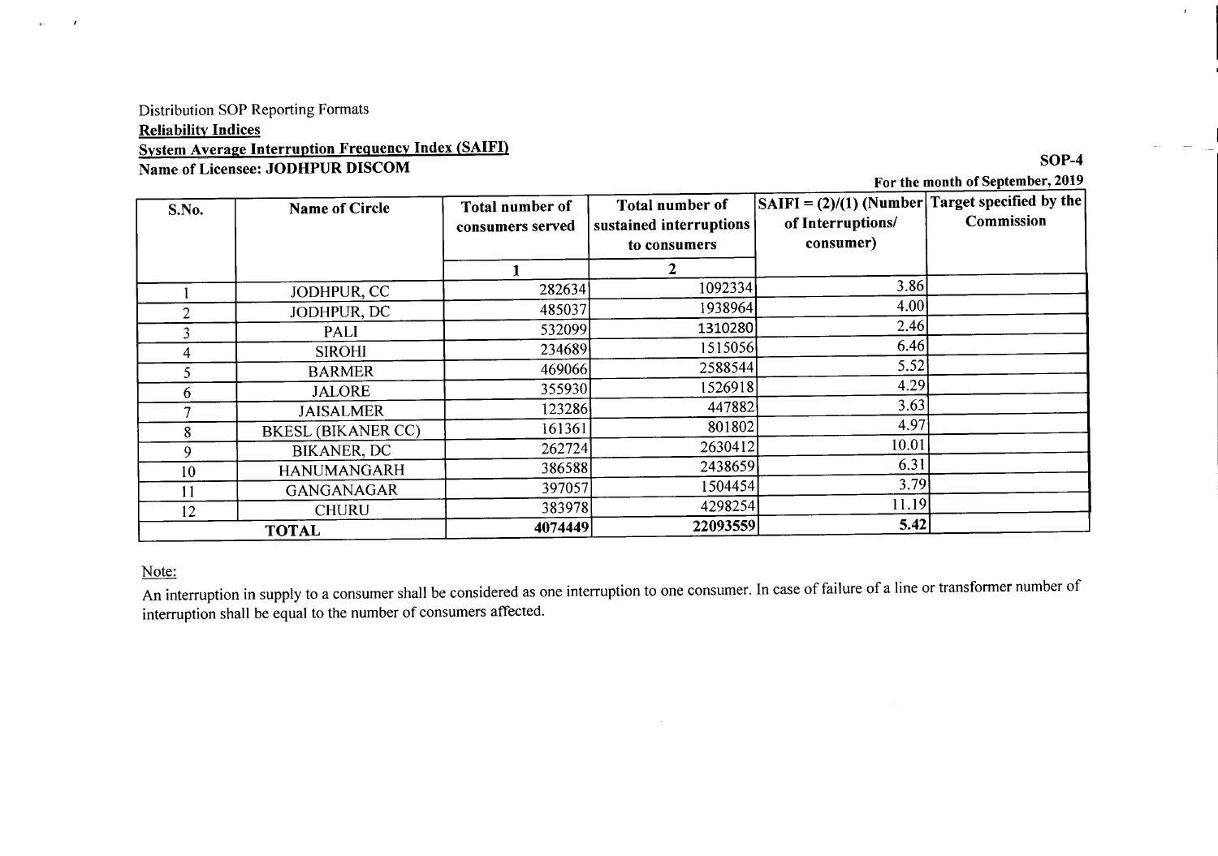Distribution SOP Reporting Formats

**Reliability Indices**

**System Average Interruption Frequency Index (SAIFI)**

**SOP-4**

**Name of Licensee: JODHPUR DISCOM**

**For the month of September, 2019**

| S.No. | Name of Circle | Total number of consumers served | Total number of sustained interruptions to consumers | SAIFI = (2)/(1) (Number of Interruptions/ consumer) | Target specified by the Commission |
|---|---|---|---|---|---|
| | | 1 | 2 | | |
| 1 | JODHPUR, CC | 282634 | 1092334 | 3.86 | |
| 2 | JODHPUR, DC | 485037 | 1938964 | 4.00 | |
| 3 | PALI | 532099 | 1310280 | 2.46 | |
| 4 | SIROHI | 234689 | 1515056 | 6.46 | |
| 5 | BARMER | 469066 | 2588544 | 5.52 | |
| 6 | JALORE | 355930 | 1526918 | 4.29 | |
| 7 | JAISALMER | 123286 | 447882 | 3.63 | |
| 8 | BKESL (BIKANER CC) | 161361 | 801802 | 4.97 | |
| 9 | BIKANER, DC | 262724 | 2630412 | 10.01 | |
| 10 | HANUMANGARH | 386588 | 2438659 | 6.31 | |
| 11 | GANGANAGAR | 397057 | 1504454 | 3.79 | |
| 12 | CHURU | 383978 | 4298254 | 11.19 | |
| **TOTAL** | | **4074449** | **22093559** | **5.42** | |

Note:

An interruption in supply to a consumer shall be considered as one interruption to one consumer. In case of failure of a line or transformer number of interruption shall be equal to the number of consumers affected.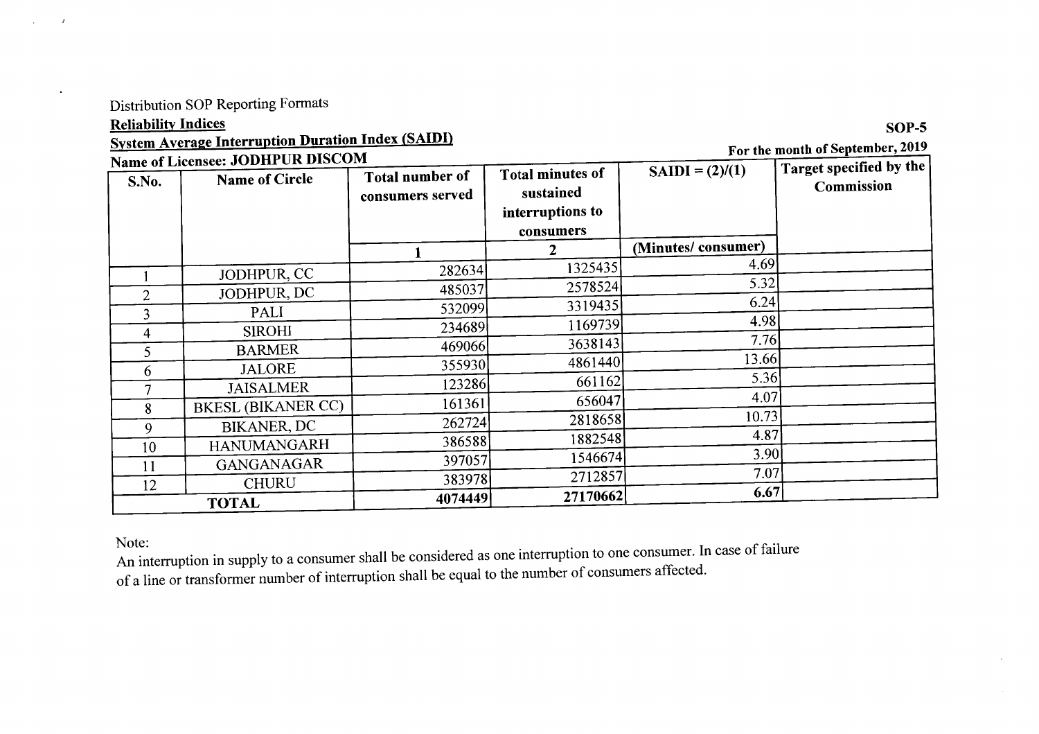Distribution SOP Reporting Formats

**Reliability Indices**

**SOP-5**

**System Average Interruption Duration Index (SAIDI)**

**Name of Licensee: JODHPUR DISCOM**

**For the month of September, 2019**

| S.No. | Name of Circle | Total number of consumers served | Total minutes of sustained interruptions to consumers | SAIDI = (2)/(1) | Target specified by the Commission |
|---|---|---|---|---|---|
| | | 1 | 2 | (Minutes/ consumer) | |
| 1 | JODHPUR, CC | 282634 | 1325435 | 4.69 | |
| 2 | JODHPUR, DC | 485037 | 2578524 | 5.32 | |
| 3 | PALI | 532099 | 3319435 | 6.24 | |
| 4 | SIROHI | 234689 | 1169739 | 4.98 | |
| 5 | BARMER | 469066 | 3638143 | 7.76 | |
| 6 | JALORE | 355930 | 4861440 | 13.66 | |
| 7 | JAISALMER | 123286 | 661162 | 5.36 | |
| 8 | BKESL (BIKANER CC) | 161361 | 656047 | 4.07 | |
| 9 | BIKANER, DC | 262724 | 2818658 | 10.73 | |
| 10 | HANUMANGARH | 386588 | 1882548 | 4.87 | |
| 11 | GANGANAGAR | 397057 | 1546674 | 3.90 | |
| 12 | CHURU | 383978 | 2712857 | 7.07 | |
| **TOTAL** | | **4074449** | **27170662** | **6.67** | |

Note:
An interruption in supply to a consumer shall be considered as one interruption to one consumer. In case of failure of a line or transformer number of interruption shall be equal to the number of consumers affected.